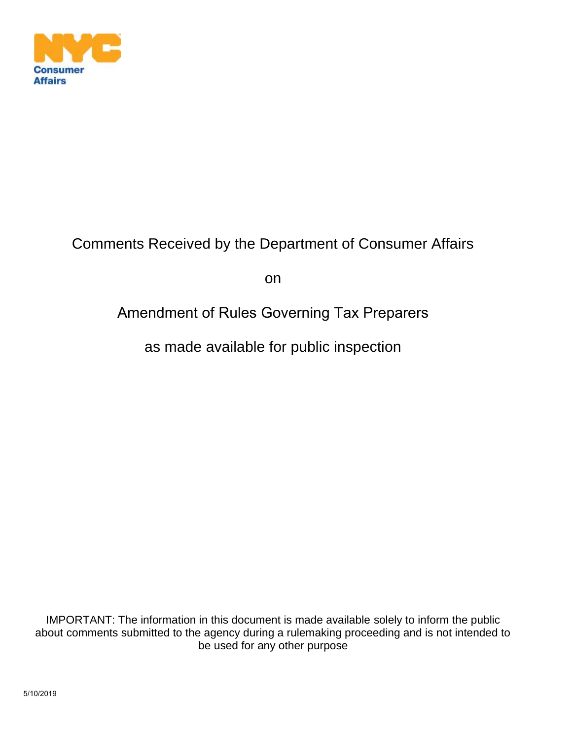NYC Consumer Affairs

# Comments Received by the Department of Consumer Affairs

on

# Amendment of Rules Governing Tax Preparers

as made available for public inspection

IMPORTANT: The information in this document is made available solely to inform the public about comments submitted to the agency during a rulemaking proceeding and is not intended to be used for any other purpose

5/10/2019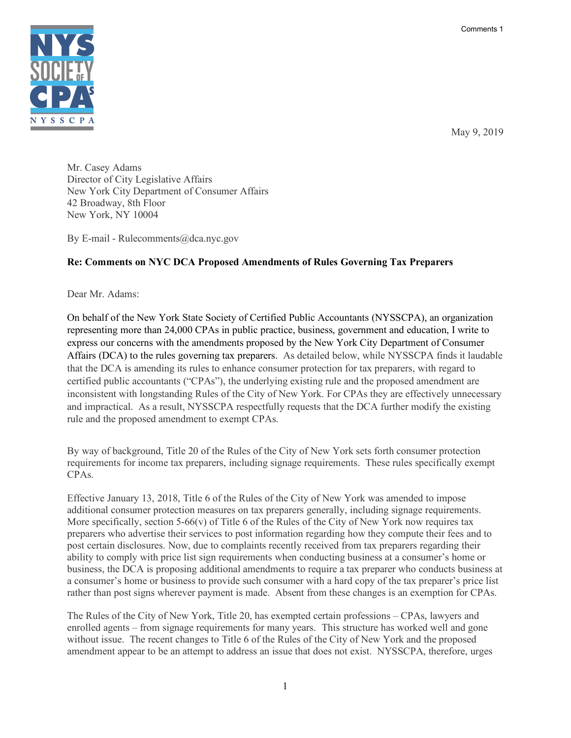May 9, 2019

Mr. Casey Adams  
Director of City Legislative Affairs  
New York City Department of Consumer Affairs  
42 Broadway, 8th Floor  
New York, NY 10004

By E-mail - Rulecomments@dca.nyc.gov

**Re: Comments on NYC DCA Proposed Amendments of Rules Governing Tax Preparers**

Dear Mr. Adams:

On behalf of the New York State Society of Certified Public Accountants (NYSSCPA), an organization representing more than 24,000 CPAs in public practice, business, government and education, I write to express our concerns with the amendments proposed by the New York City Department of Consumer Affairs (DCA) to the rules governing tax preparers. As detailed below, while NYSSCPA finds it laudable that the DCA is amending its rules to enhance consumer protection for tax preparers, with regard to certified public accountants ("CPAs"), the underlying existing rule and the proposed amendment are inconsistent with longstanding Rules of the City of New York. For CPAs they are effectively unnecessary and impractical. As a result, NYSSCPA respectfully requests that the DCA further modify the existing rule and the proposed amendment to exempt CPAs.

By way of background, Title 20 of the Rules of the City of New York sets forth consumer protection requirements for income tax preparers, including signage requirements. These rules specifically exempt CPAs.

Effective January 13, 2018, Title 6 of the Rules of the City of New York was amended to impose additional consumer protection measures on tax preparers generally, including signage requirements. More specifically, section 5-66(v) of Title 6 of the Rules of the City of New York now requires tax preparers who advertise their services to post information regarding how they compute their fees and to post certain disclosures. Now, due to complaints recently received from tax preparers regarding their ability to comply with price list sign requirements when conducting business at a consumer's home or business, the DCA is proposing additional amendments to require a tax preparer who conducts business at a consumer's home or business to provide such consumer with a hard copy of the tax preparer's price list rather than post signs wherever payment is made. Absent from these changes is an exemption for CPAs.

The Rules of the City of New York, Title 20, has exempted certain professions – CPAs, lawyers and enrolled agents – from signage requirements for many years. This structure has worked well and gone without issue. The recent changes to Title 6 of the Rules of the City of New York and the proposed amendment appear to be an attempt to address an issue that does not exist. NYSSCPA, therefore, urges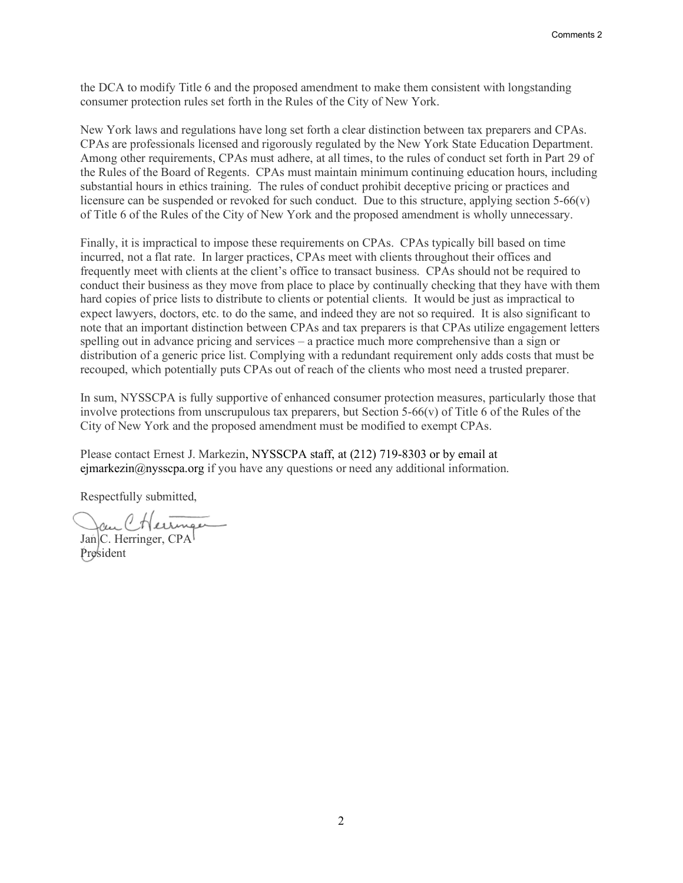the DCA to modify Title 6 and the proposed amendment to make them consistent with longstanding consumer protection rules set forth in the Rules of the City of New York.

New York laws and regulations have long set forth a clear distinction between tax preparers and CPAs. CPAs are professionals licensed and rigorously regulated by the New York State Education Department. Among other requirements, CPAs must adhere, at all times, to the rules of conduct set forth in Part 29 of the Rules of the Board of Regents. CPAs must maintain minimum continuing education hours, including substantial hours in ethics training. The rules of conduct prohibit deceptive pricing or practices and licensure can be suspended or revoked for such conduct. Due to this structure, applying section 5-66(v) of Title 6 of the Rules of the City of New York and the proposed amendment is wholly unnecessary.

Finally, it is impractical to impose these requirements on CPAs. CPAs typically bill based on time incurred, not a flat rate. In larger practices, CPAs meet with clients throughout their offices and frequently meet with clients at the client's office to transact business. CPAs should not be required to conduct their business as they move from place to place by continually checking that they have with them hard copies of price lists to distribute to clients or potential clients. It would be just as impractical to expect lawyers, doctors, etc. to do the same, and indeed they are not so required. It is also significant to note that an important distinction between CPAs and tax preparers is that CPAs utilize engagement letters spelling out in advance pricing and services – a practice much more comprehensive than a sign or distribution of a generic price list. Complying with a redundant requirement only adds costs that must be recouped, which potentially puts CPAs out of reach of the clients who most need a trusted preparer.

In sum, NYSSCPA is fully supportive of enhanced consumer protection measures, particularly those that involve protections from unscrupulous tax preparers, but Section 5-66(v) of Title 6 of the Rules of the City of New York and the proposed amendment must be modified to exempt CPAs.

Please contact Ernest J. Markezin, NYSSCPA staff, at (212) 719-8303 or by email at ejmarkezin@nysscpa.org if you have any questions or need any additional information.

Respectfully submitted,

Jan C. Herringer, CPA
President